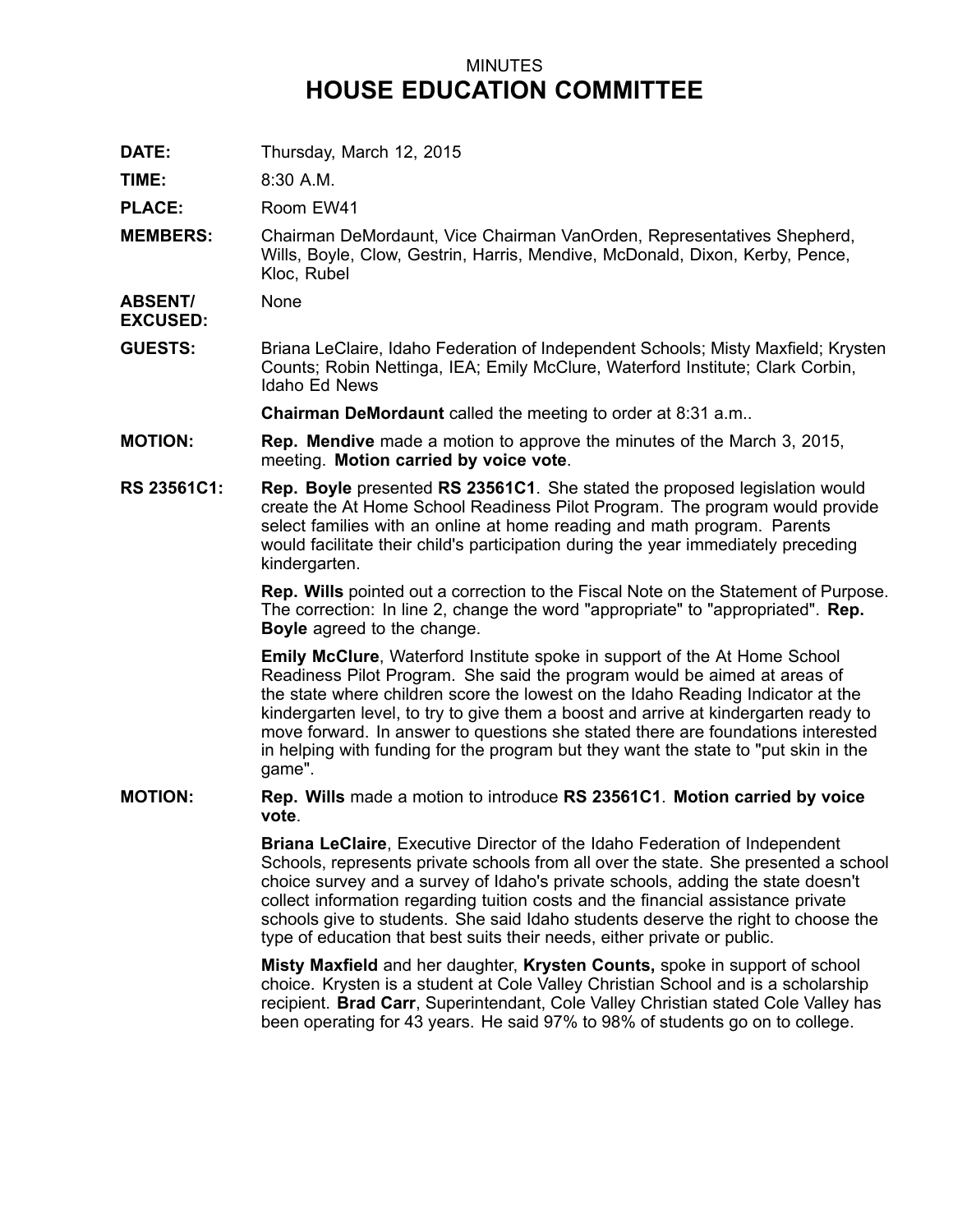MINUTES

# HOUSE EDUCATION COMMITTEE

**DATE:** Thursday, March 12, 2015

**TIME:** 8:30 A.M.

**PLACE:** Room EW41

**MEMBERS:** Chairman DeMordaunt, Vice Chairman VanOrden, Representatives Shepherd, Wills, Boyle, Clow, Gestrin, Harris, Mendive, McDonald, Dixon, Kerby, Pence, Kloc, Rubel

**ABSENT/ EXCUSED:** None

**GUESTS:** Briana LeClaire, Idaho Federation of Independent Schools; Misty Maxfield; Krysten Counts; Robin Nettinga, IEA; Emily McClure, Waterford Institute; Clark Corbin, Idaho Ed News

**Chairman DeMordaunt** called the meeting to order at 8:31 a.m..

**MOTION:** **Rep. Mendive** made a motion to approve the minutes of the March 3, 2015, meeting. **Motion carried by voice vote**.

**RS 23561C1:** **Rep. Boyle** presented **RS 23561C1**. She stated the proposed legislation would create the At Home School Readiness Pilot Program. The program would provide select families with an online at home reading and math program. Parents would facilitate their child's participation during the year immediately preceding kindergarten.

**Rep. Wills** pointed out a correction to the Fiscal Note on the Statement of Purpose. The correction: In line 2, change the word "appropriate" to "appropriated". **Rep. Boyle** agreed to the change.

**Emily McClure**, Waterford Institute spoke in support of the At Home School Readiness Pilot Program. She said the program would be aimed at areas of the state where children score the lowest on the Idaho Reading Indicator at the kindergarten level, to try to give them a boost and arrive at kindergarten ready to move forward. In answer to questions she stated there are foundations interested in helping with funding for the program but they want the state to "put skin in the game".

**MOTION:** **Rep. Wills** made a motion to introduce **RS 23561C1**. **Motion carried by voice vote**.

**Briana LeClaire**, Executive Director of the Idaho Federation of Independent Schools, represents private schools from all over the state. She presented a school choice survey and a survey of Idaho's private schools, adding the state doesn't collect information regarding tuition costs and the financial assistance private schools give to students. She said Idaho students deserve the right to choose the type of education that best suits their needs, either private or public.

**Misty Maxfield** and her daughter, **Krysten Counts,** spoke in support of school choice. Krysten is a student at Cole Valley Christian School and is a scholarship recipient. **Brad Carr**, Superintendant, Cole Valley Christian stated Cole Valley has been operating for 43 years. He said 97% to 98% of students go on to college.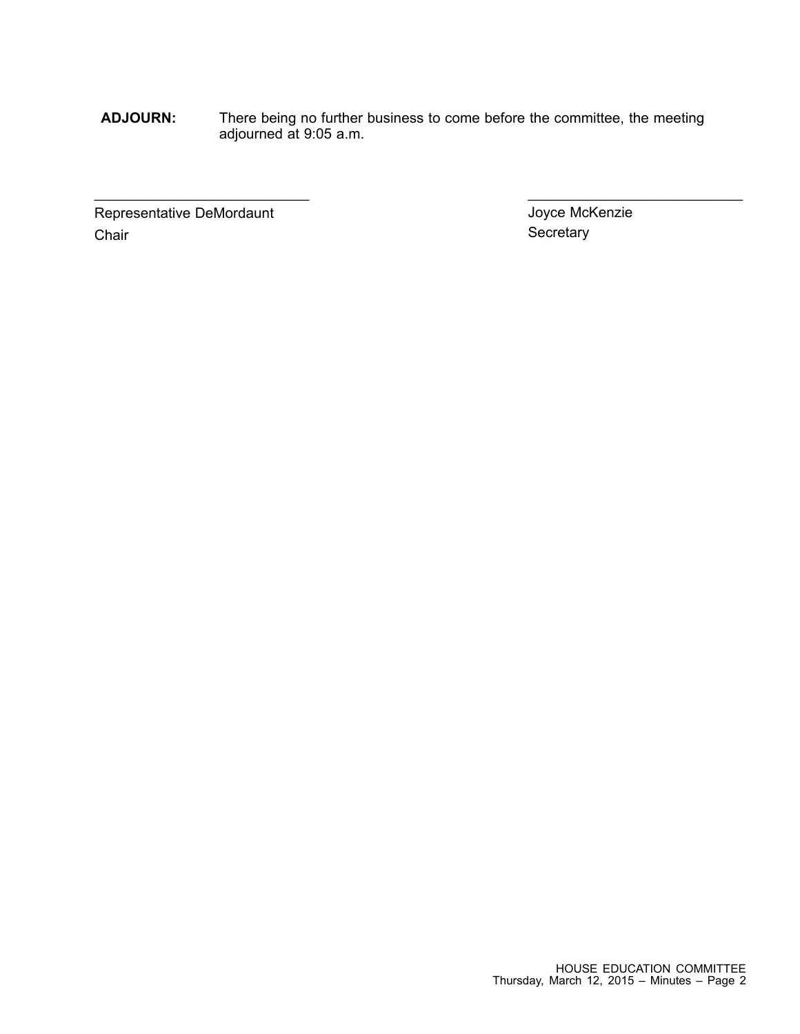**ADJOURN:** There being no further business to come before the committee, the meeting adjourned at 9:05 a.m.

___________________________
Representative DeMordaunt
Chair

___________________________
Joyce McKenzie
Secretary